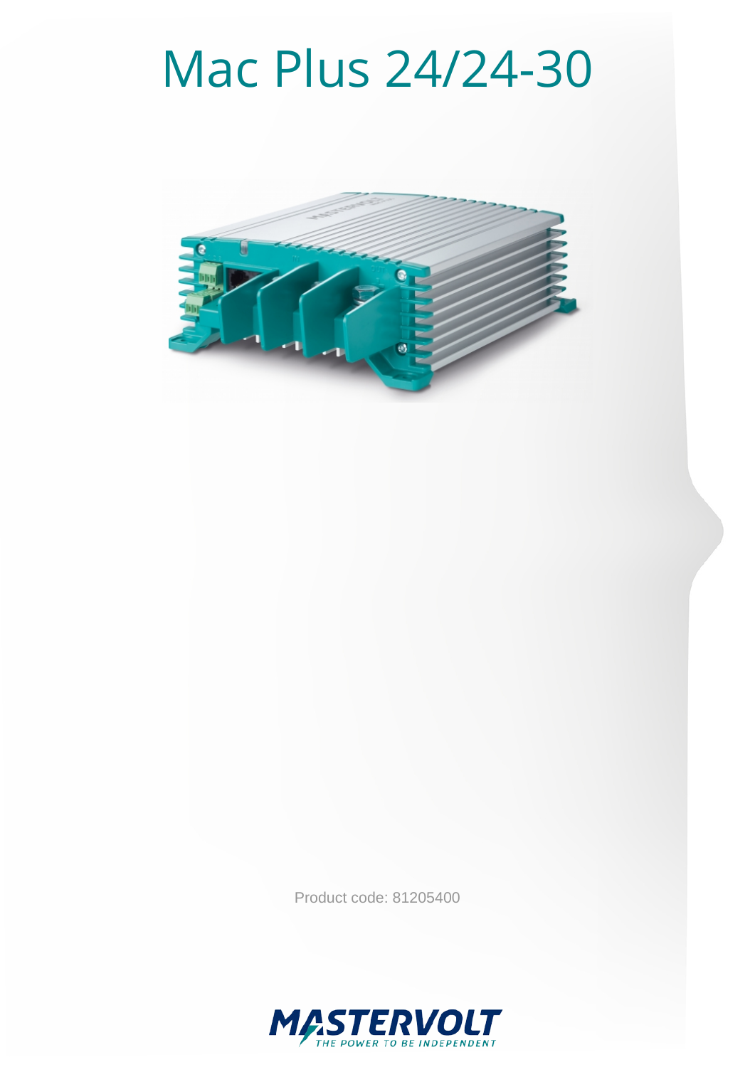# Mac Plus 24/24-30

Product code: 81205400

MASTERVOLT
THE POWER TO BE INDEPENDENT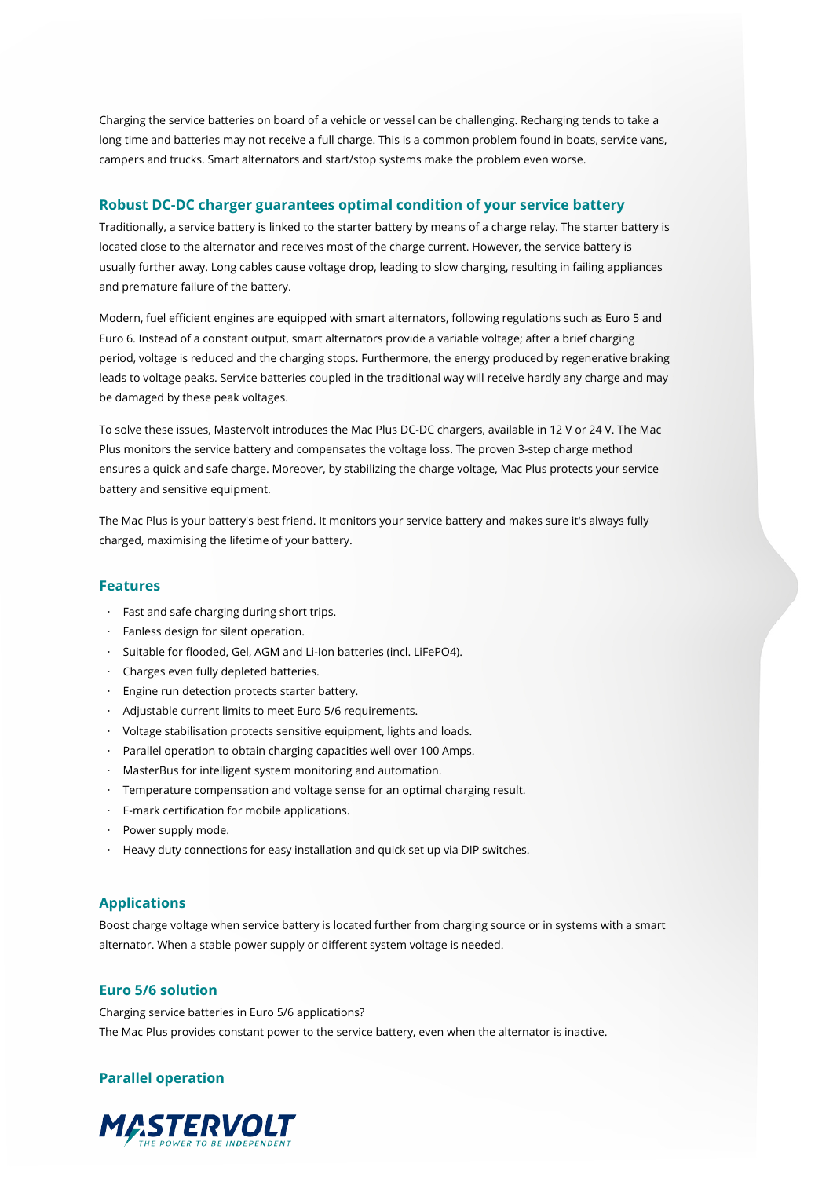Charging the service batteries on board of a vehicle or vessel can be challenging. Recharging tends to take a long time and batteries may not receive a full charge. This is a common problem found in boats, service vans, campers and trucks. Smart alternators and start/stop systems make the problem even worse.

## Robust DC-DC charger guarantees optimal condition of your service battery

Traditionally, a service battery is linked to the starter battery by means of a charge relay. The starter battery is located close to the alternator and receives most of the charge current. However, the service battery is usually further away. Long cables cause voltage drop, leading to slow charging, resulting in failing appliances and premature failure of the battery.

Modern, fuel efficient engines are equipped with smart alternators, following regulations such as Euro 5 and Euro 6. Instead of a constant output, smart alternators provide a variable voltage; after a brief charging period, voltage is reduced and the charging stops. Furthermore, the energy produced by regenerative braking leads to voltage peaks. Service batteries coupled in the traditional way will receive hardly any charge and may be damaged by these peak voltages.

To solve these issues, Mastervolt introduces the Mac Plus DC-DC chargers, available in 12 V or 24 V. The Mac Plus monitors the service battery and compensates the voltage loss. The proven 3-step charge method ensures a quick and safe charge. Moreover, by stabilizing the charge voltage, Mac Plus protects your service battery and sensitive equipment.

The Mac Plus is your battery's best friend. It monitors your service battery and makes sure it's always fully charged, maximising the lifetime of your battery.

## Features

- Fast and safe charging during short trips.
- Fanless design for silent operation.
- Suitable for flooded, Gel, AGM and Li-Ion batteries (incl. LiFePO4).
- Charges even fully depleted batteries.
- Engine run detection protects starter battery.
- Adjustable current limits to meet Euro 5/6 requirements.
- Voltage stabilisation protects sensitive equipment, lights and loads.
- Parallel operation to obtain charging capacities well over 100 Amps.
- MasterBus for intelligent system monitoring and automation.
- Temperature compensation and voltage sense for an optimal charging result.
- E-mark certification for mobile applications.
- Power supply mode.
- Heavy duty connections for easy installation and quick set up via DIP switches.

## Applications

Boost charge voltage when service battery is located further from charging source or in systems with a smart alternator. When a stable power supply or different system voltage is needed.

## Euro 5/6 solution

Charging service batteries in Euro 5/6 applications?
The Mac Plus provides constant power to the service battery, even when the alternator is inactive.

## Parallel operation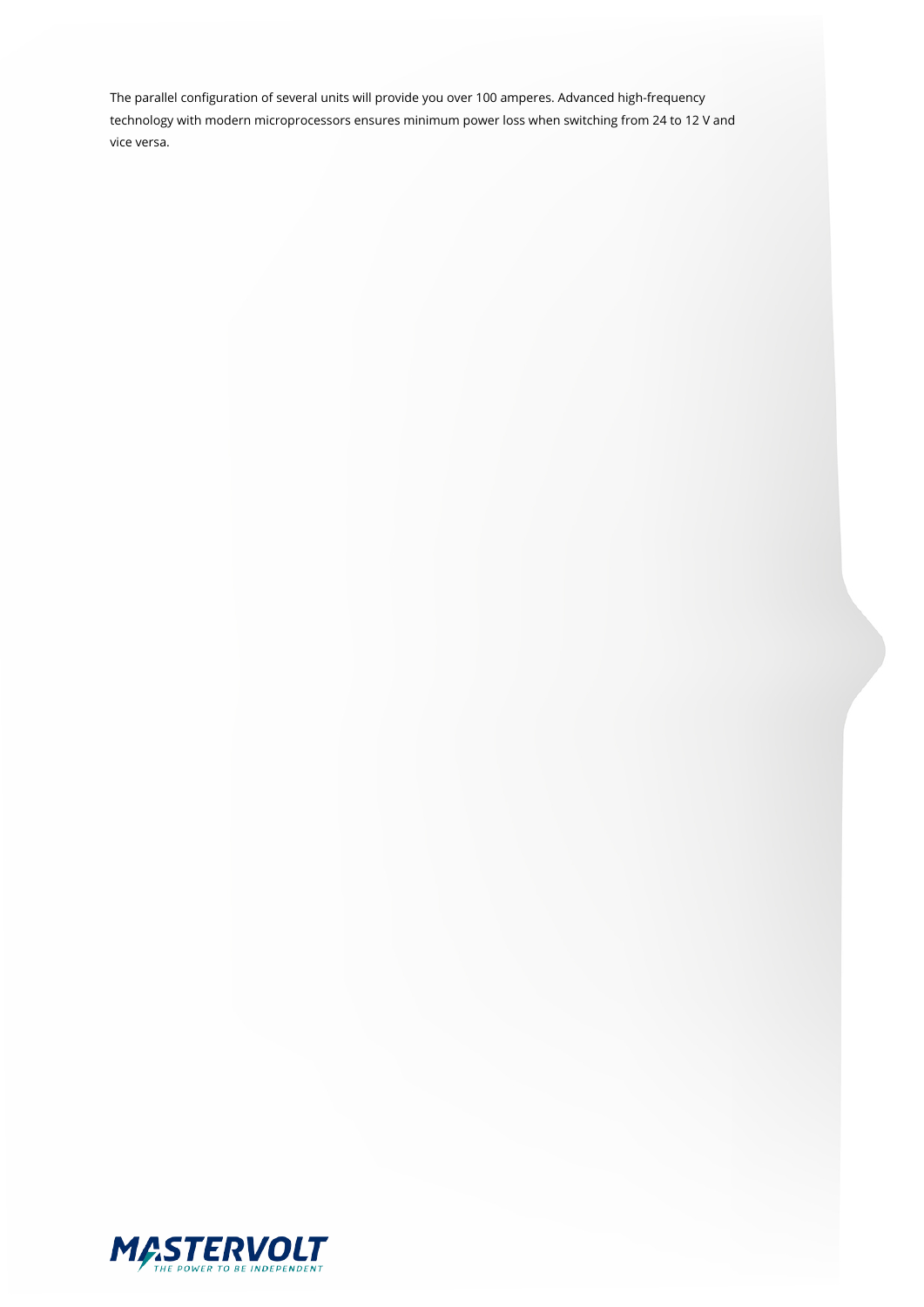The parallel configuration of several units will provide you over 100 amperes. Advanced high-frequency technology with modern microprocessors ensures minimum power loss when switching from 24 to 12 V and vice versa.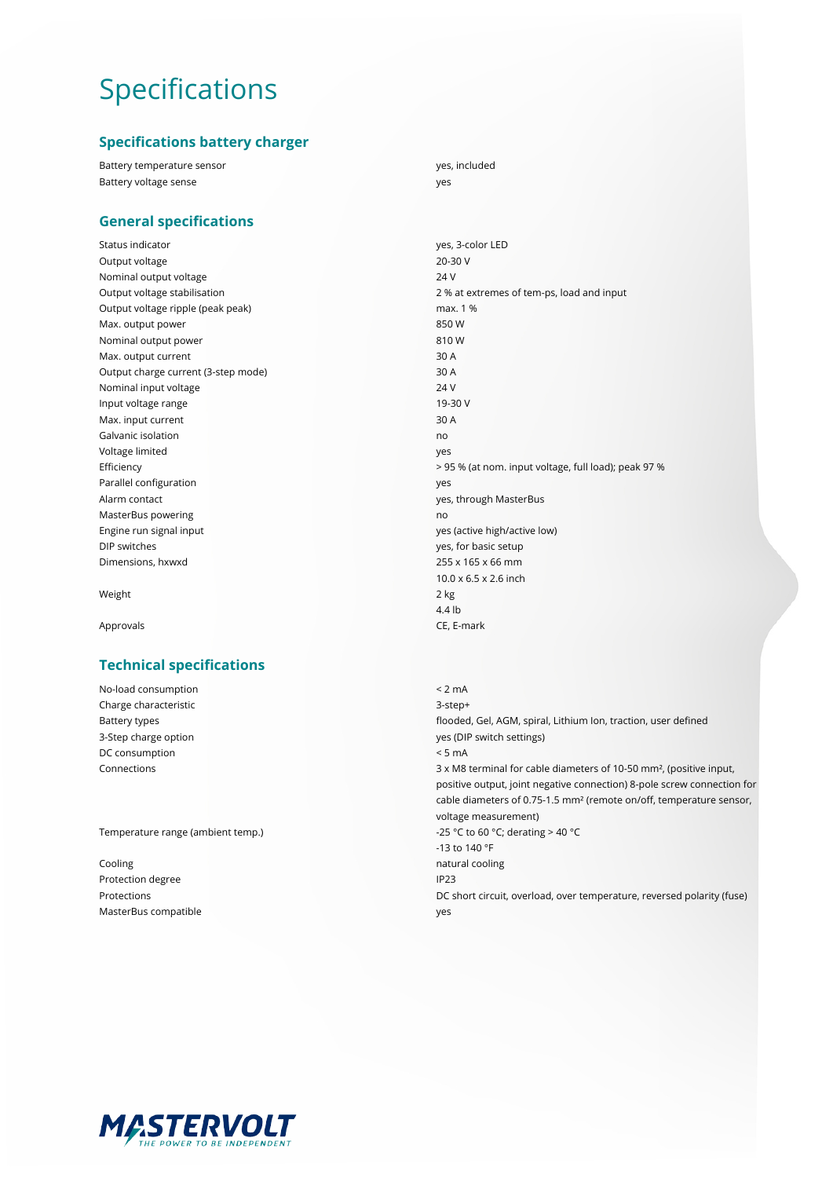# Specifications

## Specifications battery charger

| | |
|---|---|
| Battery temperature sensor | yes, included |
| Battery voltage sense | yes |

## General specifications

| | |
|---|---|
| Status indicator | yes, 3-color LED |
| Output voltage | 20-30 V |
| Nominal output voltage | 24 V |
| Output voltage stabilisation | 2 % at extremes of tem-ps, load and input |
| Output voltage ripple (peak peak) | max. 1 % |
| Max. output power | 850 W |
| Nominal output power | 810 W |
| Max. output current | 30 A |
| Output charge current (3-step mode) | 30 A |
| Nominal input voltage | 24 V |
| Input voltage range | 19-30 V |
| Max. input current | 30 A |
| Galvanic isolation | no |
| Voltage limited | yes |
| Efficiency | > 95 % (at nom. input voltage, full load); peak 97 % |
| Parallel configuration | yes |
| Alarm contact | yes, through MasterBus |
| MasterBus powering | no |
| Engine run signal input | yes (active high/active low) |
| DIP switches | yes, for basic setup |
| Dimensions, hxwxd | 255 x 165 x 66 mm<br>10.0 x 6.5 x 2.6 inch |
| Weight | 2 kg<br>4.4 lb |
| Approvals | CE, E-mark |

## Technical specifications

| | |
|---|---|
| No-load consumption | < 2 mA |
| Charge characteristic | 3-step+ |
| Battery types | flooded, Gel, AGM, spiral, Lithium Ion, traction, user defined |
| 3-Step charge option | yes (DIP switch settings) |
| DC consumption | < 5 mA |
| Connections | 3 x M8 terminal for cable diameters of 10-50 mm², (positive input, positive output, joint negative connection) 8-pole screw connection for cable diameters of 0.75-1.5 mm² (remote on/off, temperature sensor, voltage measurement) |
| Temperature range (ambient temp.) | -25 °C to 60 °C; derating > 40 °C<br>-13 to 140 °F |
| Cooling | natural cooling |
| Protection degree | IP23 |
| Protections | DC short circuit, overload, over temperature, reversed polarity (fuse) |
| MasterBus compatible | yes |

MASTERVOLT
THE POWER TO BE INDEPENDENT